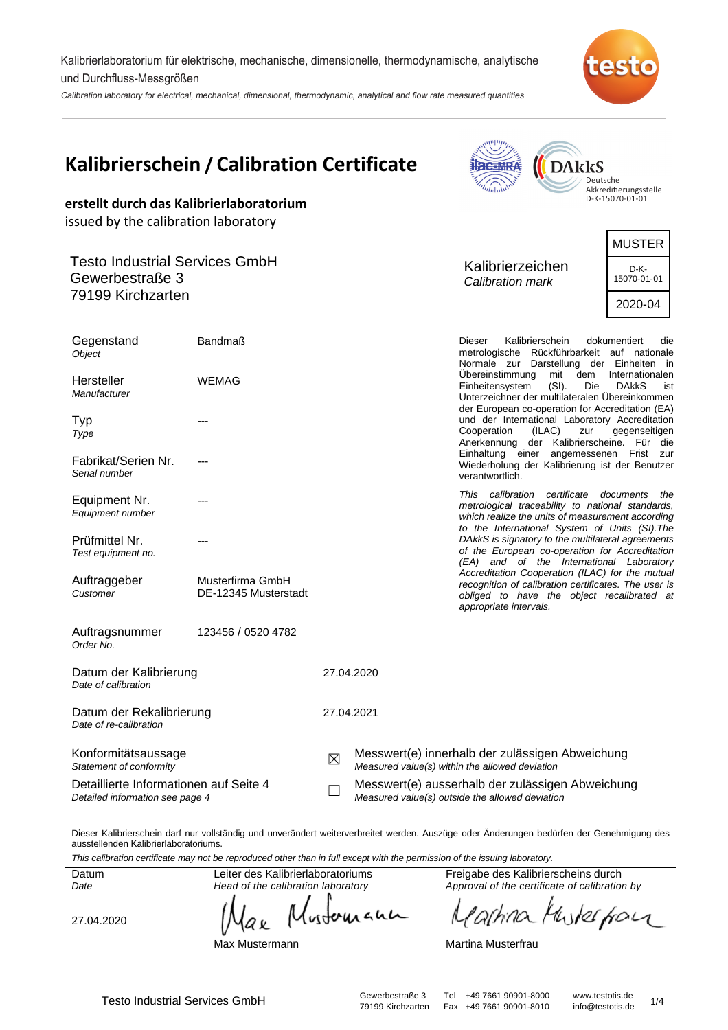Kalibrierlaboratorium für elektrische, mechanische, dimensionelle, thermodynamische, analytische und Durchfluss-Messgrößen

*Calibration laboratory for electrical, mechanical, dimensional, thermodynamic, analytical and flow rate measured quantities*

# Kalibrierschein / Calibration Certificate

Deutsche Akkreditierungsstelle D-K-15070-01-01

**erstellt durch das Kalibrierlaboratorium**

issued by the calibration laboratory

Testo Industrial Services GmbH
Gewerbestraße 3
79199 Kirchzarten

Kalibrierzeichen
*Calibration mark*

| MUSTER |
|---|
| D-K-15070-01-01 |
| 2020-04 |

| | |
|---|---|
| Gegenstand *Object* | Bandmaß |
| Hersteller *Manufacturer* | WEMAG |
| Typ *Type* | --- |
| Fabrikat/Serien Nr. *Serial number* | --- |
| Equipment Nr. *Equipment number* | --- |
| Prüfmittel Nr. *Test equipment no.* | --- |
| Auftraggeber *Customer* | Musterfirma GmbH DE-12345 Musterstadt |
| Auftragsnummer *Order No.* | 123456 / 0520 4782 |
| Datum der Kalibrierung *Date of calibration* | 27.04.2020 |
| Datum der Rekalibrierung *Date of re-calibration* | 27.04.2021 |

Dieser Kalibrierschein dokumentiert die metrologische Rückführbarkeit auf nationale Normale zur Darstellung der Einheiten in Übereinstimmung mit dem Internationalen Einheitensystem (SI). Die DAkkS ist Unterzeichner der multilateralen Übereinkommen der European co-operation for Accreditation (EA) und der International Laboratory Accreditation Cooperation (ILAC) zur gegenseitigen Anerkennung der Kalibrierscheine. Für die Einhaltung einer angemessenen Frist zur Wiederholung der Kalibrierung ist der Benutzer verantwortlich.

*This calibration certificate documents the metrological traceability to national standards, which realize the units of measurement according to the International System of Units (SI).The DAkkS is signatory to the multilateral agreements of the European co-operation for Accreditation (EA) and of the International Laboratory Accreditation Cooperation (ILAC) for the mutual recognition of calibration certificates. The user is obliged to have the object recalibrated at appropriate intervals.*

Konformitätsaussage
*Statement of conformity*

Detaillierte Informationen auf Seite 4
*Detailed information see page 4*

- ☒ Messwert(e) innerhalb der zulässigen Abweichung
  *Measured value(s) within the allowed deviation*
- ☐ Messwert(e) ausserhalb der zulässigen Abweichung
  *Measured value(s) outside the allowed deviation*

Dieser Kalibrierschein darf nur vollständig und unverändert weiterverbreitet werden. Auszüge oder Änderungen bedürfen der Genehmigung des ausstellenden Kalibrierlaboratoriums.

*This calibration certificate may not be reproduced other than in full except with the permission of the issuing laboratory.*

| Datum *Date* | Leiter des Kalibrierlaboratoriums *Head of the calibration laboratory* | Freigabe des Kalibrierscheins durch *Approval of the certificate of calibration by* |
|---|---|---|
| 27.04.2020 | Max Mustermann | Martina Musterfrau |

Testo Industrial Services GmbH — Gewerbestraße 3, 79199 Kirchzarten — Tel +49 7661 90901-8000, Fax +49 7661 90901-8010 — www.testotis.de, info@testotis.de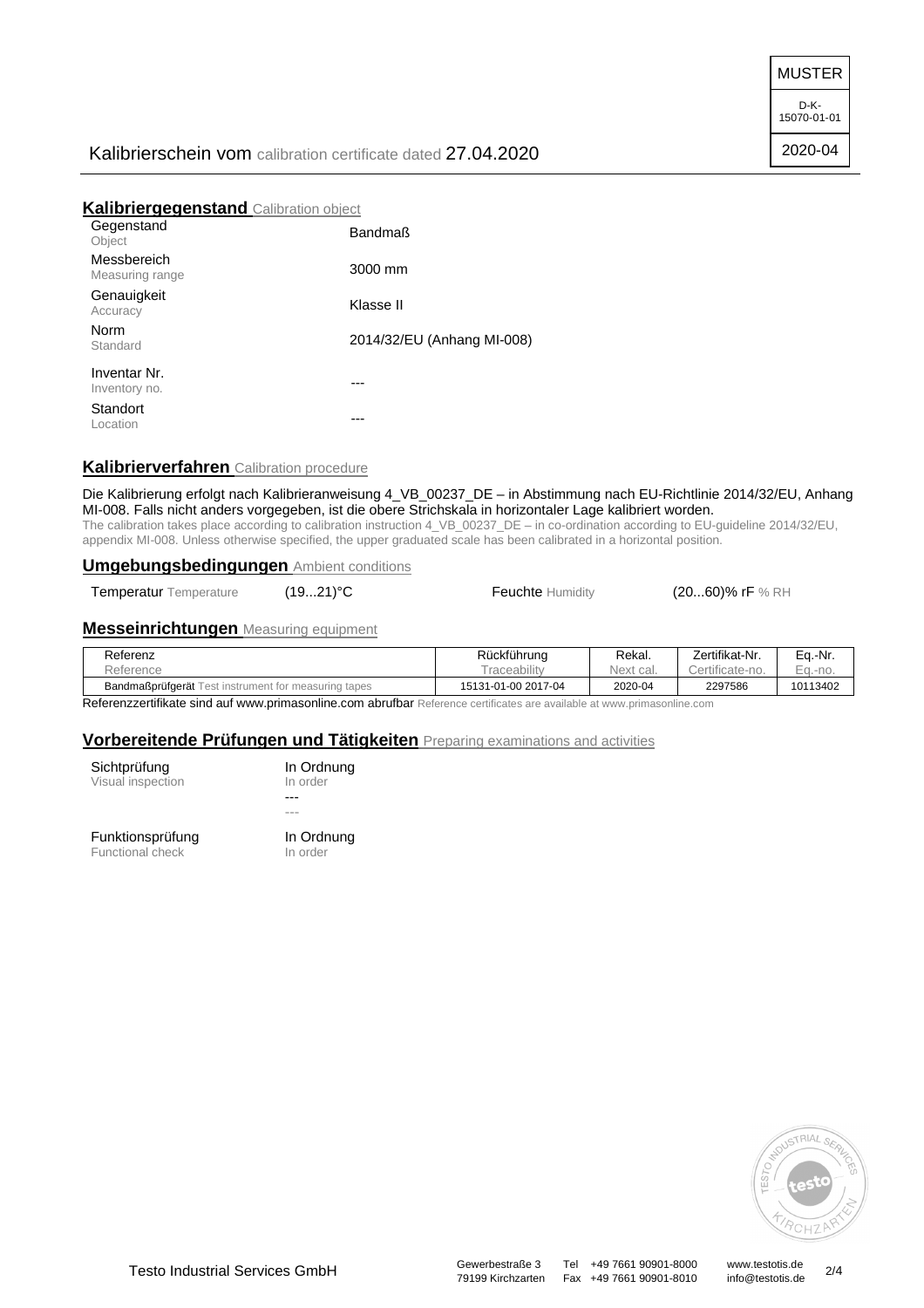MUSTER

D-K-15070-01-01

2020-04

Kalibrierschein vom calibration certificate dated 27.04.2020

## Kalibriergegenstand Calibration object

| | |
|---|---|
| Gegenstand Object | Bandmaß |
| Messbereich Measuring range | 3000 mm |
| Genauigkeit Accuracy | Klasse II |
| Norm Standard | 2014/32/EU (Anhang MI-008) |
| Inventar Nr. Inventory no. | --- |
| Standort Location | --- |

## Kalibrierverfahren Calibration procedure

Die Kalibrierung erfolgt nach Kalibrieranweisung 4_VB_00237_DE – in Abstimmung nach EU-Richtlinie 2014/32/EU, Anhang MI-008. Falls nicht anders vorgegeben, ist die obere Strichskala in horizontaler Lage kalibriert worden.
The calibration takes place according to calibration instruction 4_VB_00237_DE – in co-ordination according to EU-guideline 2014/32/EU, appendix MI-008. Unless otherwise specified, the upper graduated scale has been calibrated in a horizontal position.

## Umgebungsbedingungen Ambient conditions

**Temperatur** Temperature (19...21)°C **Feuchte** Humidity (20...60)% rF % RH

## Messeinrichtungen Measuring equipment

| Referenz Reference | Rückführung Traceability | Rekal. Next cal. | Zertifikat-Nr. Certificate-no. | Eq.-Nr. Eq.-no. |
|---|---|---|---|---|
| Bandmaßprüfgerät Test instrument for measuring tapes | 15131-01-00 2017-04 | 2020-04 | 2297586 | 10113402 |

Referenzzertifikate sind auf www.primasonline.com abrufbar Reference certificates are available at www.primasonline.com

## Vorbereitende Prüfungen und Tätigkeiten Preparing examinations and activities

| | |
|---|---|
| Sichtprüfung Visual inspection | In Ordnung In order |
| | --- --- |
| Funktionsprüfung Functional check | In Ordnung In order |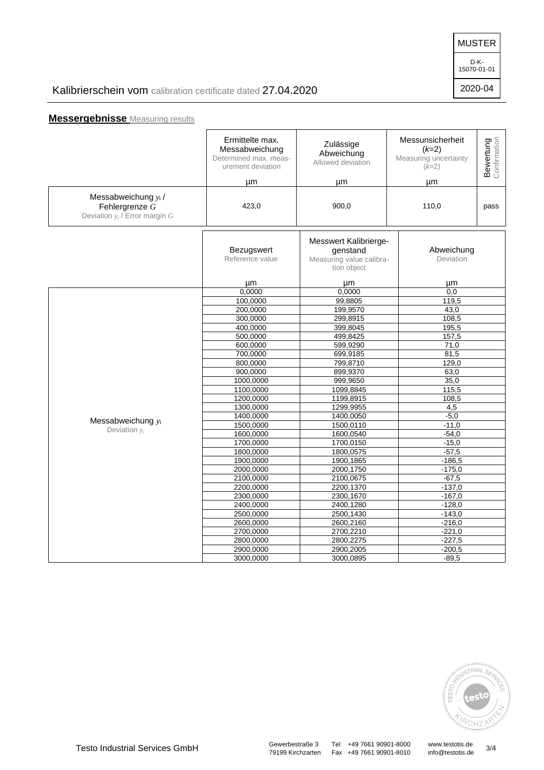MUSTER

D-K-15070-01-01

2020-04

Kalibrierschein vom calibration certificate dated 27.04.2020

## **Messergebnisse** Measuring results

| | Ermittelte max. Messabweichung Determined max. measurement deviation µm | Zulässige Abweichung Allowed deviation µm | Messunsicherheit ($k$=2) Measuring uncertainty ($k$=2) µm | Bewertung Confirmation |
|---|---|---|---|---|
| Messabweichung $y_i$ / Fehlergrenze $G$ Deviation $y_i$ / Error margin $G$ | 423,0 | 900,0 | 110,0 | pass |

| | Bezugswert Reference value µm | Messwert Kalibriergegenstand Measuring value calibration object µm | Abweichung Deviation µm |
|---|---|---|---|
| Messabweichung $y_i$ Deviation $y_i$ | 0,0000 | 0,0000 | 0,0 |
| | 100,0000 | 99,8805 | 119,5 |
| | 200,0000 | 199,9570 | 43,0 |
| | 300,0000 | 299,8915 | 108,5 |
| | 400,0000 | 399,8045 | 195,5 |
| | 500,0000 | 499,8425 | 157,5 |
| | 600,0000 | 599,9290 | 71,0 |
| | 700,0000 | 699,9185 | 81,5 |
| | 800,0000 | 799,8710 | 129,0 |
| | 900,0000 | 899,9370 | 63,0 |
| | 1000,0000 | 999,9650 | 35,0 |
| | 1100,0000 | 1099,8845 | 115,5 |
| | 1200,0000 | 1199,8915 | 108,5 |
| | 1300,0000 | 1299,9955 | 4,5 |
| | 1400,0000 | 1400,0050 | -5,0 |
| | 1500,0000 | 1500,0110 | -11,0 |
| | 1600,0000 | 1600,0540 | -54,0 |
| | 1700,0000 | 1700,0150 | -15,0 |
| | 1800,0000 | 1800,0575 | -57,5 |
| | 1900,0000 | 1900,1865 | -186,5 |
| | 2000,0000 | 2000,1750 | -175,0 |
| | 2100,0000 | 2100,0675 | -67,5 |
| | 2200,0000 | 2200,1370 | -137,0 |
| | 2300,0000 | 2300,1670 | -167,0 |
| | 2400,0000 | 2400,1280 | -128,0 |
| | 2500,0000 | 2500,1430 | -143,0 |
| | 2600,0000 | 2600,2160 | -216,0 |
| | 2700,0000 | 2700,2210 | -221,0 |
| | 2800,0000 | 2800,2275 | -227,5 |
| | 2900,0000 | 2900,2005 | -200,5 |
| | 3000,0000 | 3000,0895 | -89,5 |

Testo Industrial Services GmbH

Gewerbestraße 3
79199 Kirchzarten

Tel +49 7661 90901-8000
Fax +49 7661 90901-8010

www.testotis.de
info@testotis.de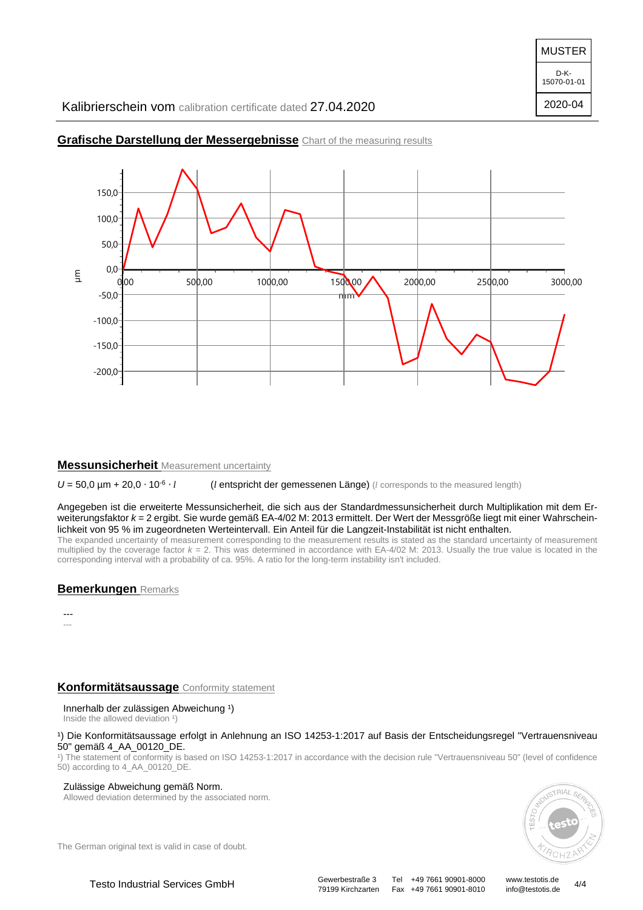MUSTER

D-K-
15070-01-01

2020-04

Kalibrierschein vom calibration certificate dated 27.04.2020

## Grafische Darstellung der Messergebnisse Chart of the measuring results

µm

150,0
100,0
50,0
0,0
-50,0
-100,0
-150,0
-200,0

0,00
500,00
1000,00
1500,00
2000,00
2500,00
3000,00

mm

## Messunsicherheit Measurement uncertainty

$U$ = 50,0 µm + 20,0 · $10^{-6}$ · $l$ ($l$ entspricht der gemessenen Länge) ($l$ corresponds to the measured length)

Angegeben ist die erweiterte Messunsicherheit, die sich aus der Standardmessunsicherheit durch Multiplikation mit dem Erweiterungsfaktor $k$ = 2 ergibt. Sie wurde gemäß EA-4/02 M: 2013 ermittelt. Der Wert der Messgröße liegt mit einer Wahrscheinlichkeit von 95 % im zugeordneten Werteintervall. Ein Anteil für die Langzeit-Instabilität ist nicht enthalten.
The expanded uncertainty of measurement corresponding to the measurement results is stated as the standard uncertainty of measurement multiplied by the coverage factor $k$ = 2. This was determined in accordance with EA-4/02 M: 2013. Usually the true value is located in the corresponding interval with a probability of ca. 95%. A ratio for the long-term instability isn't included.

## Bemerkungen Remarks

---
---

## Konformitätsaussage Conformity statement

Innerhalb der zulässigen Abweichung [1])
Inside the allowed deviation [1])

[1]) Die Konformitätsaussage erfolgt in Anlehnung an ISO 14253-1:2017 auf Basis der Entscheidungsregel "Vertrauensniveau 50" gemäß 4_AA_00120_DE.
[1]) The statement of conformity is based on ISO 14253-1:2017 in accordance with the decision rule "Vertrauensniveau 50" (level of confidence 50) according to 4_AA_00120_DE.

Zulässige Abweichung gemäß Norm.
Allowed deviation determined by the associated norm.

The German original text is valid in case of doubt.

Testo Industrial Services GmbH
Gewerbestraße 3
79199 Kirchzarten
Tel +49 7661 90901-8000
Fax +49 7661 90901-8010
www.testotis.de
info@testotis.de